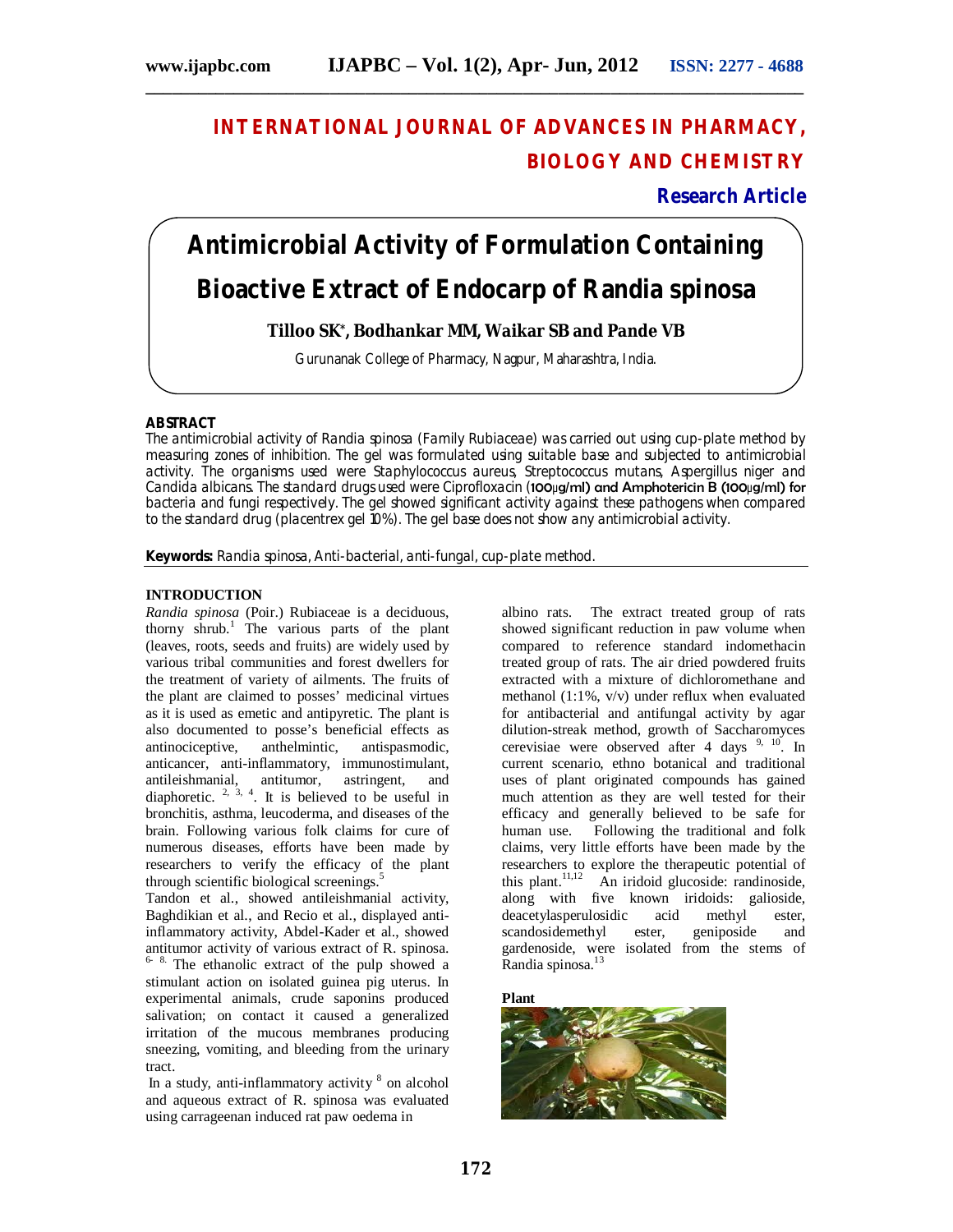# INTERNATIONAL JOURNAL OF ADVANCES IN PHARMACY, BIOLOGY AND CHEMISTRY

**Research Article**

# Antimicrobial Activity of Formulation Containing Bioactive Extract of Endocarp of Randia spinosa

**Tilloo SK\*, Bodhankar MM, Waikar SB and Pande VB**

Gurunanak College of Pharmacy, Nagpur, Maharashtra, India.

## ABSTRACT

The antimicrobial activity of Randia spinosa (Family Rubiaceae) was carried out using cup-plate method by measuring zones of inhibition. The gel was formulated using suitable base and subjected to antimicrobial activity. The organisms used were Staphylococcus aureus, Streptococcus mutans, Aspergillus niger and Candida albicans. The standard drugs used were Ciprofloxacin (100µg/ml) and Amphotericin B (100µg/ml) for bacteria and fungi respectively. The gel showed significant activity against these pathogens when compared to the standard drug (placentrex gel 10%). The gel base does not show any antimicrobial activity.

**Keywords:** Randia spinosa, Anti-bacterial, anti-fungal, cup-plate method.

## INTRODUCTION

*Randia spinosa* (Poir.) Rubiaceae is a deciduous, thorny shrub.[1] The various parts of the plant (leaves, roots, seeds and fruits) are widely used by various tribal communities and forest dwellers for the treatment of variety of ailments. The fruits of the plant are claimed to posses' medicinal virtues as it is used as emetic and antipyretic. The plant is also documented to posse's beneficial effects as antinociceptive, anthelmintic, antispasmodic, anticancer, anti-inflammatory, immunostimulant, antileishmanial, antitumor, astringent, and diaphoretic.[2, 3, 4]. It is believed to be useful in bronchitis, asthma, leucoderma, and diseases of the brain. Following various folk claims for cure of numerous diseases, efforts have been made by researchers to verify the efficacy of the plant through scientific biological screenings.[5]

Tandon et al., showed antileishmanial activity, Baghdikian et al., and Recio et al., displayed anti-inflammatory activity, Abdel-Kader et al., showed antitumor activity of various extract of R. spinosa.[6-8]. The ethanolic extract of the pulp showed a stimulant action on isolated guinea pig uterus. In experimental animals, crude saponins produced salivation; on contact it caused a generalized irritation of the mucous membranes producing sneezing, vomiting, and bleeding from the urinary tract.

In a study, anti-inflammatory activity [8] on alcohol and aqueous extract of R. spinosa was evaluated using carrageenan induced rat paw oedema in albino rats. The extract treated group of rats showed significant reduction in paw volume when compared to reference standard indomethacin treated group of rats. The air dried powdered fruits extracted with a mixture of dichloromethane and methanol (1:1%, v/v) under reflux when evaluated for antibacterial and antifungal activity by agar dilution-streak method, growth of Saccharomyces cerevisiae were observed after 4 days [9, 10]. In current scenario, ethno botanical and traditional uses of plant originated compounds has gained much attention as they are well tested for their efficacy and generally believed to be safe for human use. Following the traditional and folk claims, very little efforts have been made by the researchers to explore the therapeutic potential of this plant.[11,12] An iridoid glucoside: randinoside, along with five known iridoids: galioside, deacetylasperulosidic acid methyl ester, scandosidemethyl ester, geniposide and gardenoside, were isolated from the stems of Randia spinosa.[13]

**Plant**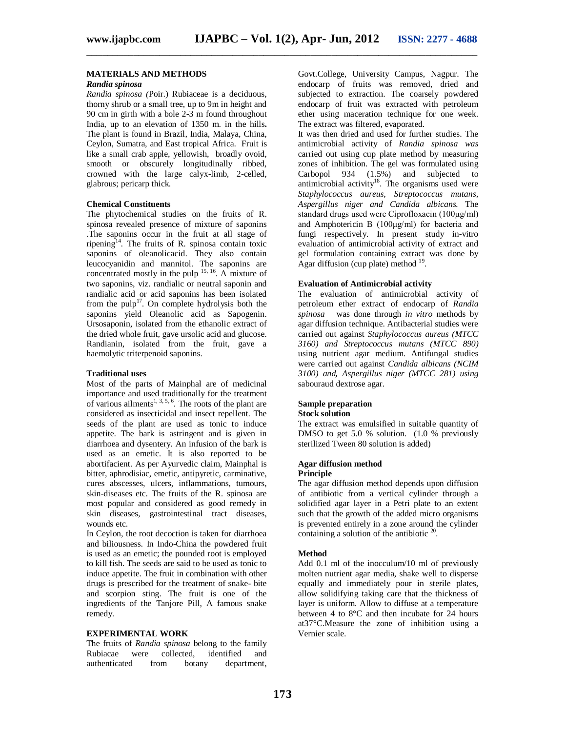## MATERIALS AND METHODS

### *Randia spinosa*

*Randia spinosa (*Poir.) Rubiaceae is a deciduous, thorny shrub or a small tree, up to 9m in height and 90 cm in girth with a bole 2-3 m found throughout India, up to an elevation of 1350 m. in the hills**.** The plant is found in Brazil, India, Malaya, China, Ceylon, Sumatra, and East tropical Africa. Fruit is like a small crab apple, yellowish, broadly ovoid, smooth or obscurely longitudinally ribbed, crowned with the large calyx-limb, 2-celled, glabrous; pericarp thick.

### Chemical Constituents

The phytochemical studies on the fruits of R. spinosa revealed presence of mixture of saponins .The saponins occur in the fruit at all stage of ripening[14]. The fruits of R. spinosa contain toxic saponins of oleanolicacid. They also contain leucocyanidin and mannitol. The saponins are concentrated mostly in the pulp [15, 16]. A mixture of two saponins, viz. randialic or neutral saponin and randialic acid or acid saponins has been isolated from the pulp[17]. On complete hydrolysis both the saponins yield Oleanolic acid as Sapogenin. Ursosaponin, isolated from the ethanolic extract of the dried whole fruit, gave ursolic acid and glucose. Randianin, isolated from the fruit, gave a haemolytic triterpenoid saponins.

### Traditional uses

Most of the parts of Mainphal are of medicinal importance and used traditionally for the treatment of various ailments[1, 3, 5, 6]. The roots of the plant are considered as insecticidal and insect repellent. The seeds of the plant are used as tonic to induce appetite. The bark is astringent and is given in diarrhoea and dysentery. An infusion of the bark is used as an emetic. It is also reported to be abortifacient. As per Ayurvedic claim, Mainphal is bitter, aphrodisiac, emetic, antipyretic, carminative, cures abscesses, ulcers, inflammations, tumours, skin-diseases etc. The fruits of the R. spinosa are most popular and considered as good remedy in skin diseases, gastrointestinal tract diseases, wounds etc.

In Ceylon, the root decoction is taken for diarrhoea and biliousness. In Indo-China the powdered fruit is used as an emetic; the pounded root is employed to kill fish. The seeds are said to be used as tonic to induce appetite. The fruit in combination with other drugs is prescribed for the treatment of snake- bite and scorpion sting. The fruit is one of the ingredients of the Tanjore Pill, A famous snake remedy.

## EXPERIMENTAL WORK

The fruits of *Randia spinosa* belong to the family Rubiacae were collected, identified and authenticated from botany department, Govt.College, University Campus, Nagpur. The endocarp of fruits was removed, dried and subjected to extraction. The coarsely powdered endocarp of fruit was extracted with petroleum ether using maceration technique for one week. The extract was filtered, evaporated.

It was then dried and used for further studies. The antimicrobial activity of *Randia spinosa was* carried out using cup plate method by measuring zones of inhibition. The gel was formulated using Carbopol 934 (1.5%) and subjected to antimicrobial activity[18]. The organisms used were *Staphylococcus aureus, Streptococcus mutans, Aspergillus niger and Candida albicans.* The standard drugs used were Ciprofloxacin (100μg/ml) and Amphotericin B (100μg/ml) for bacteria and fungi respectively. In present study in-vitro evaluation of antimicrobial activity of extract and gel formulation containing extract was done by Agar diffusion (cup plate) method [19].

### Evaluation of Antimicrobial activity

The evaluation of antimicrobial activity of petroleum ether extract of endocarp of *Randia spinosa* was done through *in vitro* methods by agar diffusion technique. Antibacterial studies were carried out against *Staphylococcus aureus (MTCC 3160) and Streptococcus mutans (MTCC 890)* using nutrient agar medium. Antifungal studies were carried out against *Candida albicans (NCIM 3100) and**,** Aspergillus niger (MTCC 281) using* sabouraud dextrose agar.

### Sample preparation

#### Stock solution

The extract was emulsified in suitable quantity of DMSO to get 5.0 % solution. (1.0 % previously sterilized Tween 80 solution is added)

### Agar diffusion method

#### Principle

The agar diffusion method depends upon diffusion of antibiotic from a vertical cylinder through a solidified agar layer in a Petri plate to an extent such that the growth of the added micro organisms is prevented entirely in a zone around the cylinder containing a solution of the antibiotic [20].

#### Method

Add 0.1 ml of the inocculum/10 ml of previously molten nutrient agar media, shake well to disperse equally and immediately pour in sterile plates, allow solidifying taking care that the thickness of layer is uniform. Allow to diffuse at a temperature between 4 to 8°C and then incubate for 24 hours at37°C.Measure the zone of inhibition using a Vernier scale.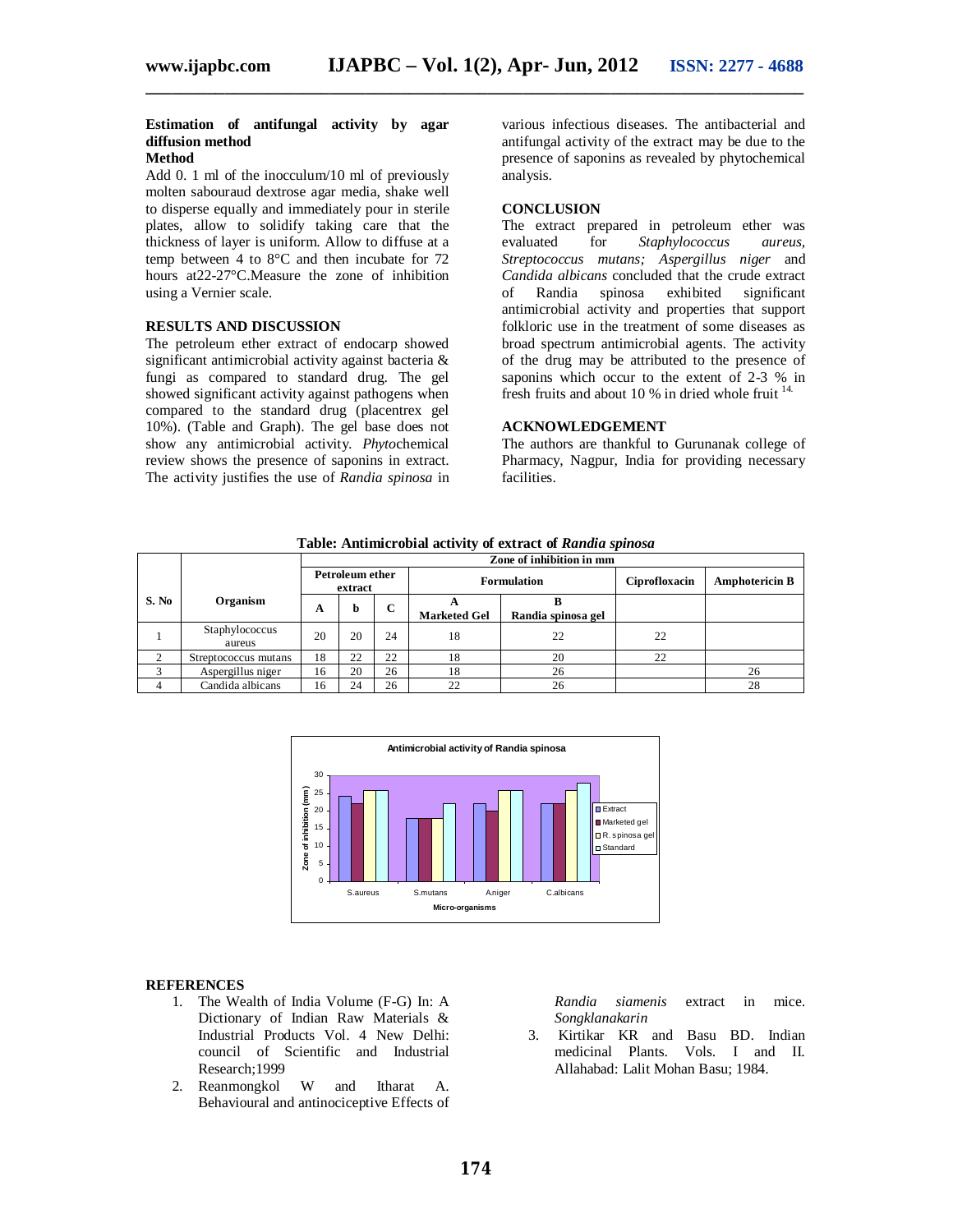**Estimation of antifungal activity by agar diffusion method**

**Method**

Add 0. 1 ml of the inocculum/10 ml of previously molten sabouraud dextrose agar media, shake well to disperse equally and immediately pour in sterile plates, allow to solidify taking care that the thickness of layer is uniform. Allow to diffuse at a temp between 4 to 8°C and then incubate for 72 hours at22-27°C.Measure the zone of inhibition using a Vernier scale.

**RESULTS AND DISCUSSION**

The petroleum ether extract of endocarp showed significant antimicrobial activity against bacteria & fungi as compared to standard drug. The gel showed significant activity against pathogens when compared to the standard drug (placentrex gel 10%). (Table and Graph). The gel base does not show any antimicrobial activity. *Phyto*chemical review shows the presence of saponins in extract. The activity justifies the use of *Randia spinosa* in various infectious diseases. The antibacterial and antifungal activity of the extract may be due to the presence of saponins as revealed by phytochemical analysis.

**CONCLUSION**

The extract prepared in petroleum ether was evaluated for *Staphylococcus aureus, Streptococcus mutans; Aspergillus niger* and *Candida albicans* concluded that the crude extract of Randia spinosa exhibited significant antimicrobial activity and properties that support folkloric use in the treatment of some diseases as broad spectrum antimicrobial agents. The activity of the drug may be attributed to the presence of saponins which occur to the extent of 2-3 % in fresh fruits and about 10 % in dried whole fruit [14].

**ACKNOWLEDGEMENT**

The authors are thankful to Gurunanak college of Pharmacy, Nagpur, India for providing necessary facilities.

**Table: Antimicrobial activity of extract of *Randia spinosa***

| S. No | Organism | Zone of inhibition in mm | | | | | | |
|---|---|---|---|---|---|---|---|---|
| | | Petroleum ether extract | | | Formulation | | Ciprofloxacin | Amphotericin B |
| | | A | b | C | A Marketed Gel | B Randia spinosa gel | | |
| 1 | Staphylococcus aureus | 20 | 20 | 24 | 18 | 22 | 22 | |
| 2 | Streptococcus mutans | 18 | 22 | 22 | 18 | 20 | 22 | |
| 3 | Aspergillus niger | 16 | 20 | 26 | 18 | 26 | | 26 |
| 4 | Candida albicans | 16 | 24 | 26 | 22 | 26 | | 28 |

**REFERENCES**

1. The Wealth of India Volume (F-G) In: A Dictionary of Indian Raw Materials & Industrial Products Vol. 4 New Delhi: council of Scientific and Industrial Research;1999
2. Reanmongkol W and Itharat A. Behavioural and antinociceptive Effects of *Randia siamenis* extract in mice. *Songklanakarin*
3. Kirtikar KR and Basu BD. Indian medicinal Plants. Vols. I and II. Allahabad: Lalit Mohan Basu; 1984.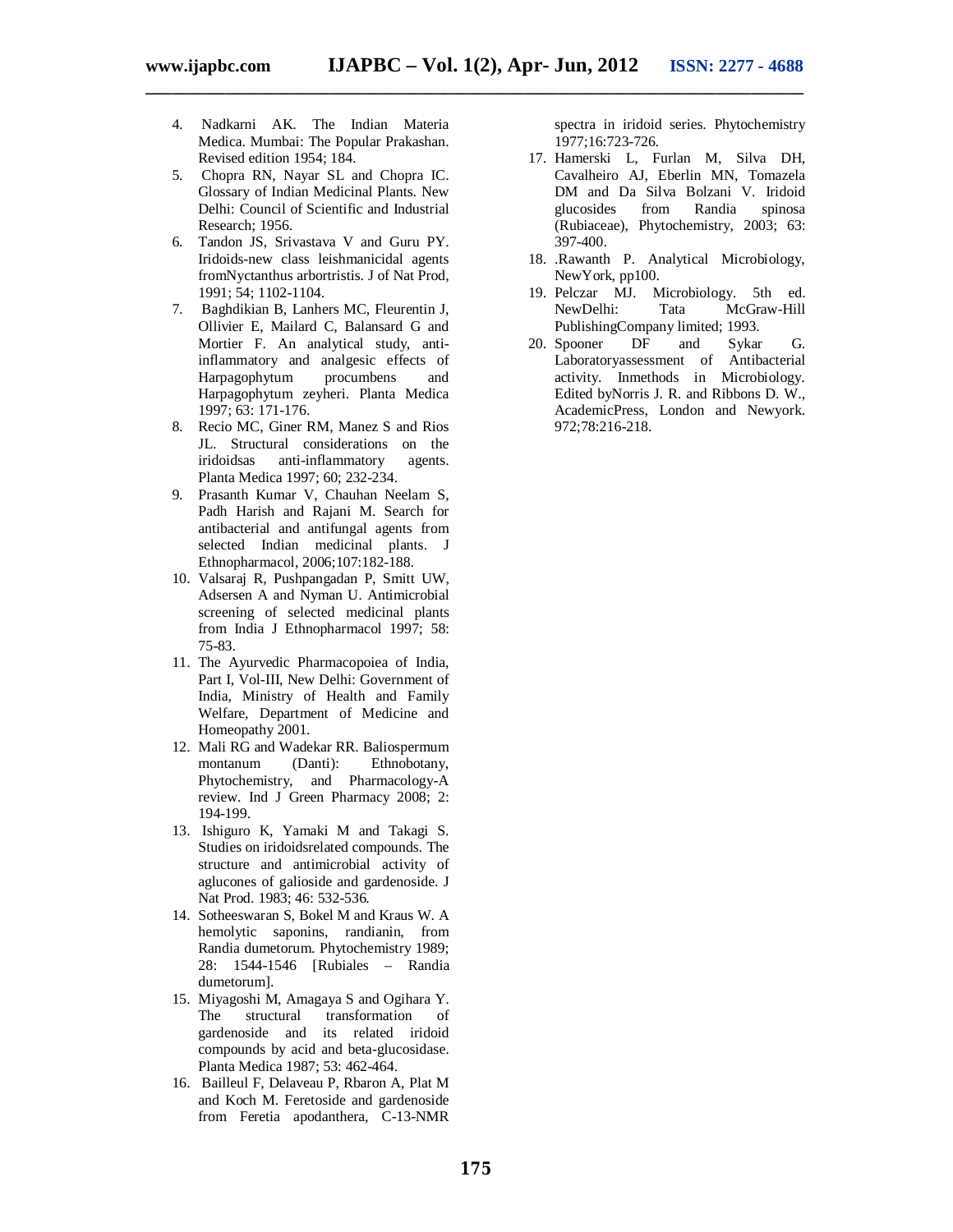4. Nadkarni AK. The Indian Materia Medica. Mumbai: The Popular Prakashan. Revised edition 1954; 184.
5. Chopra RN, Nayar SL and Chopra IC. Glossary of Indian Medicinal Plants. New Delhi: Council of Scientific and Industrial Research; 1956.
6. Tandon JS, Srivastava V and Guru PY. Iridoids-new class leishmanicidal agents fromNyctanthus arbortristis. J of Nat Prod, 1991; 54; 1102-1104.
7. Baghdikian B, Lanhers MC, Fleurentin J, Ollivier E, Mailard C, Balansard G and Mortier F. An analytical study, anti-inflammatory and analgesic effects of Harpagophytum procumbens and Harpagophytum zeyheri. Planta Medica 1997; 63: 171-176.
8. Recio MC, Giner RM, Manez S and Rios JL. Structural considerations on the iridoidsas anti-inflammatory agents. Planta Medica 1997; 60; 232-234.
9. Prasanth Kumar V, Chauhan Neelam S, Padh Harish and Rajani M. Search for antibacterial and antifungal agents from selected Indian medicinal plants. J Ethnopharmacol, 2006;107:182-188.
10. Valsaraj R, Pushpangadan P, Smitt UW, Adsersen A and Nyman U. Antimicrobial screening of selected medicinal plants from India J Ethnopharmacol 1997; 58: 75-83.
11. The Ayurvedic Pharmacopoiea of India, Part I, Vol-III, New Delhi: Government of India, Ministry of Health and Family Welfare, Department of Medicine and Homeopathy 2001.
12. Mali RG and Wadekar RR. Baliospermum montanum (Danti): Ethnobotany, Phytochemistry, and Pharmacology-A review. Ind J Green Pharmacy 2008; 2: 194-199.
13. Ishiguro K, Yamaki M and Takagi S. Studies on iridoidsrelated compounds. The structure and antimicrobial activity of aglucones of galioside and gardenoside. J Nat Prod. 1983; 46: 532-536.
14. Sotheeswaran S, Bokel M and Kraus W. A hemolytic saponins, randianin, from Randia dumetorum. Phytochemistry 1989; 28: 1544-1546 [Rubiales – Randia dumetorum].
15. Miyagoshi M, Amagaya S and Ogihara Y. The structural transformation of gardenoside and its related iridoid compounds by acid and beta-glucosidase. Planta Medica 1987; 53: 462-464.
16. Bailleul F, Delaveau P, Rbaron A, Plat M and Koch M. Feretoside and gardenoside from Feretia apodanthera, C-13-NMR spectra in iridoid series. Phytochemistry 1977;16:723-726.
17. Hamerski L, Furlan M, Silva DH, Cavalheiro AJ, Eberlin MN, Tomazela DM and Da Silva Bolzani V. Iridoid glucosides from Randia spinosa (Rubiaceae), Phytochemistry, 2003; 63: 397-400.
18. .Rawanth P. Analytical Microbiology, NewYork, pp100.
19. Pelczar MJ. Microbiology. 5th ed. NewDelhi: Tata McGraw-Hill PublishingCompany limited; 1993.
20. Spooner DF and Sykar G. Laboratoryassessment of Antibacterial activity. Inmethods in Microbiology. Edited byNorris J. R. and Ribbons D. W., AcademicPress, London and Newyork. 972;78:216-218.